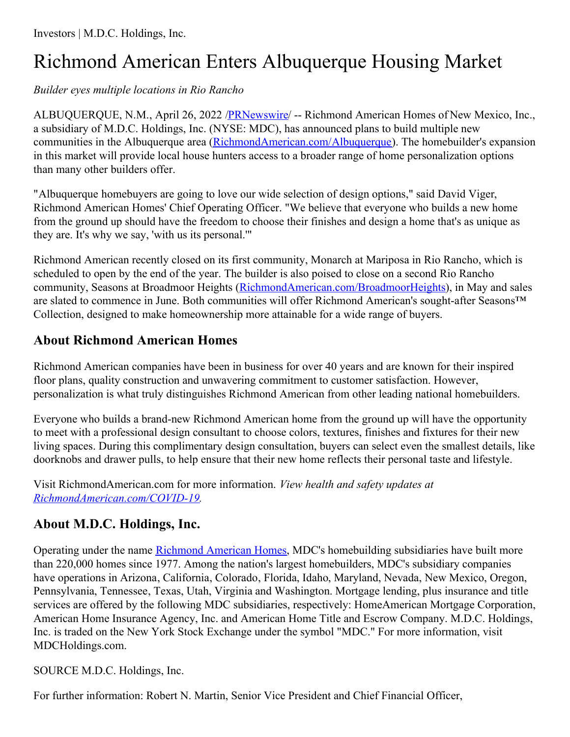Investors | M.D.C. Holdings, Inc.

# Richmond American Enters Albuquerque Housing Market

*Builder eyes multiple locations in Rio Rancho*

ALBUQUERQUE, N.M., April 26, 2022 /PRNewswire/ -- Richmond American Homes of New Mexico, Inc., a subsidiary of M.D.C. Holdings, Inc. (NYSE: MDC), has announced plans to build multiple new communities in the Albuquerque area (RichmondAmerican.com/Albuquerque). The homebuilder's expansion in this market will provide local house hunters access to a broader range of home personalization options than many other builders offer.

"Albuquerque homebuyers are going to love our wide selection of design options," said David Viger, Richmond American Homes' Chief Operating Officer. "We believe that everyone who builds a new home from the ground up should have the freedom to choose their finishes and design a home that's as unique as they are. It's why we say, 'with us its personal.'"

Richmond American recently closed on its first community, Monarch at Mariposa in Rio Rancho, which is scheduled to open by the end of the year. The builder is also poised to close on a second Rio Rancho community, Seasons at Broadmoor Heights (RichmondAmerican.com/BroadmoorHeights), in May and sales are slated to commence in June. Both communities will offer Richmond American's sought-after Seasons™ Collection, designed to make homeownership more attainable for a wide range of buyers.

## About Richmond American Homes

Richmond American companies have been in business for over 40 years and are known for their inspired floor plans, quality construction and unwavering commitment to customer satisfaction. However, personalization is what truly distinguishes Richmond American from other leading national homebuilders.

Everyone who builds a brand-new Richmond American home from the ground up will have the opportunity to meet with a professional design consultant to choose colors, textures, finishes and fixtures for their new living spaces. During this complimentary design consultation, buyers can select even the smallest details, like doorknobs and drawer pulls, to help ensure that their new home reflects their personal taste and lifestyle.

Visit RichmondAmerican.com for more information. *View health and safety updates at RichmondAmerican.com/COVID-19.*

## About M.D.C. Holdings, Inc.

Operating under the name Richmond American Homes, MDC's homebuilding subsidiaries have built more than 220,000 homes since 1977. Among the nation's largest homebuilders, MDC's subsidiary companies have operations in Arizona, California, Colorado, Florida, Idaho, Maryland, Nevada, New Mexico, Oregon, Pennsylvania, Tennessee, Texas, Utah, Virginia and Washington. Mortgage lending, plus insurance and title services are offered by the following MDC subsidiaries, respectively: HomeAmerican Mortgage Corporation, American Home Insurance Agency, Inc. and American Home Title and Escrow Company. M.D.C. Holdings, Inc. is traded on the New York Stock Exchange under the symbol "MDC." For more information, visit MDCHoldings.com.

SOURCE M.D.C. Holdings, Inc.

For further information: Robert N. Martin, Senior Vice President and Chief Financial Officer,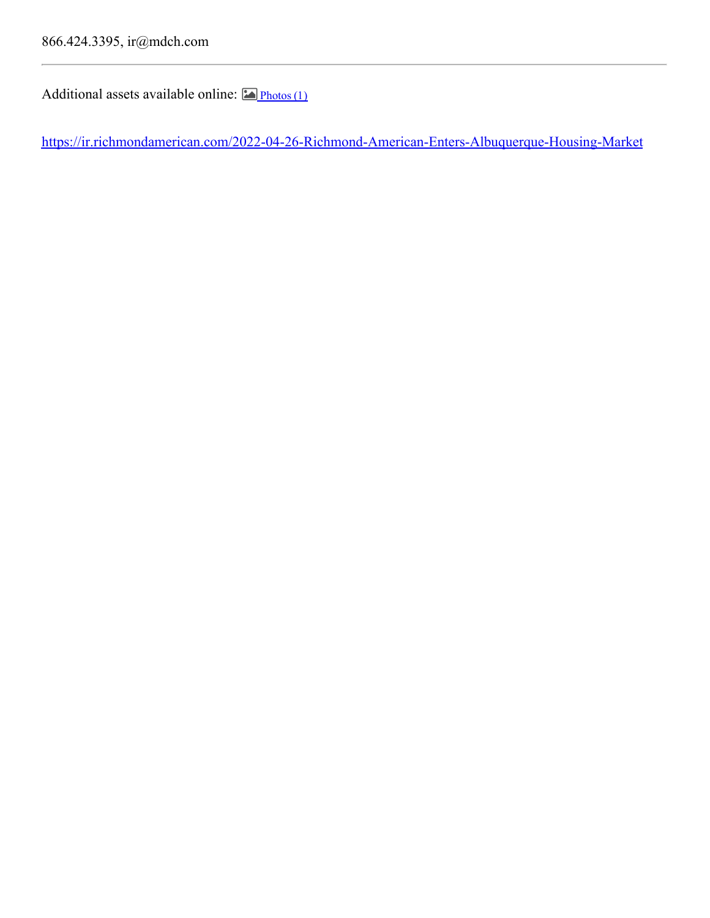866.424.3395, ir@mdch.com

---

Additional assets available online: Photos (1)

https://ir.richmondamerican.com/2022-04-26-Richmond-American-Enters-Albuquerque-Housing-Market